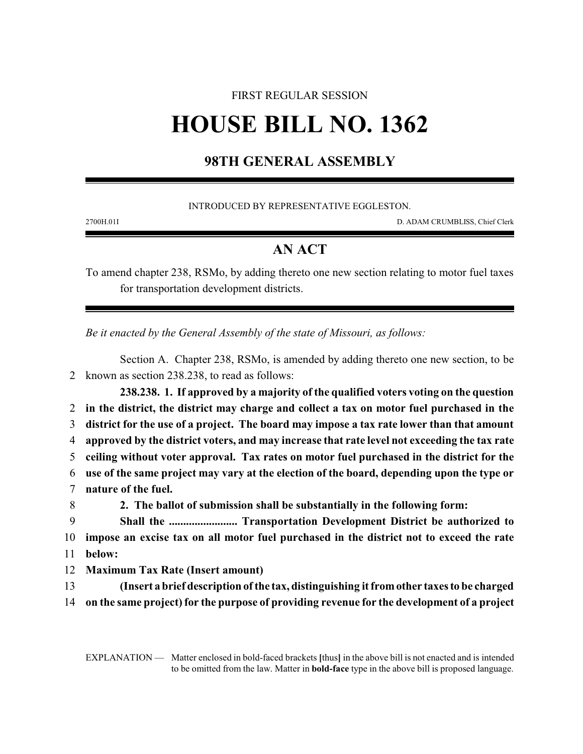FIRST REGULAR SESSION

# HOUSE BILL NO. 1362

## 98TH GENERAL ASSEMBLY

INTRODUCED BY REPRESENTATIVE EGGLESTON.

2700H.01I D. ADAM CRUMBLISS, Chief Clerk

## AN ACT

To amend chapter 238, RSMo, by adding thereto one new section relating to motor fuel taxes for transportation development districts.

*Be it enacted by the General Assembly of the state of Missouri, as follows:*

Section A. Chapter 238, RSMo, is amended by adding thereto one new section, to be known as section 238.238, to read as follows:

**238.238. 1. If approved by a majority of the qualified voters voting on the question in the district, the district may charge and collect a tax on motor fuel purchased in the district for the use of a project. The board may impose a tax rate lower than that amount approved by the district voters, and may increase that rate level not exceeding the tax rate ceiling without voter approval. Tax rates on motor fuel purchased in the district for the use of the same project may vary at the election of the board, depending upon the type or nature of the fuel.**

**2. The ballot of submission shall be substantially in the following form:**

**Shall the ........................ Transportation Development District be authorized to impose an excise tax on all motor fuel purchased in the district not to exceed the rate below:**

**Maximum Tax Rate (Insert amount)**

**(Insert a brief description of the tax, distinguishing it from other taxes to be charged on the same project) for the purpose of providing revenue for the development of a project**

EXPLANATION — Matter enclosed in bold-faced brackets **[**thus**]** in the above bill is not enacted and is intended to be omitted from the law. Matter in **bold-face** type in the above bill is proposed language.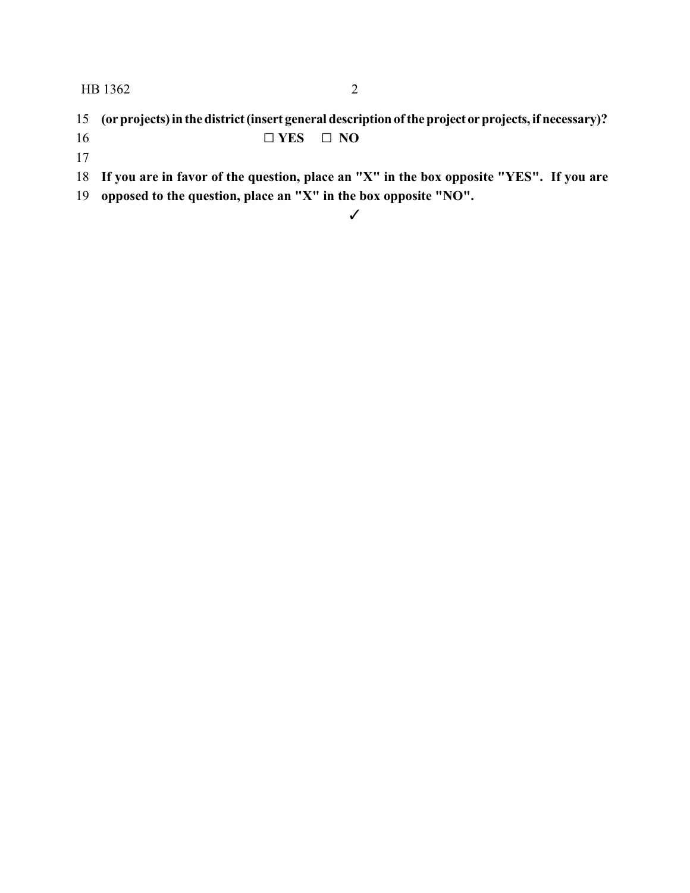**(or projects) in the district (insert general description of the project or projects, if necessary)?**

**☐ YES ☐ NO**

**If you are in favor of the question, place an "X" in the box opposite "YES". If you are opposed to the question, place an "X" in the box opposite "NO".**

✓